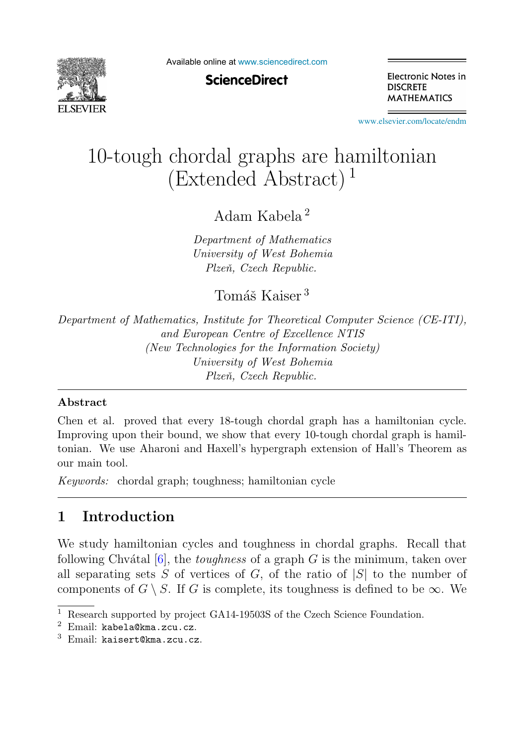# 10-tough chordal graphs are hamiltonian (Extended Abstract) [1]

Adam Kabela [2]

*Department of Mathematics*
*University of West Bohemia*
*Plzeň, Czech Republic.*

Tomáš Kaiser [3]

*Department of Mathematics, Institute for Theoretical Computer Science (CE-ITI), and European Centre of Excellence NTIS*
*(New Technologies for the Information Society)*
*University of West Bohemia*
*Plzeň, Czech Republic.*

---

**Abstract**

Chen et al. proved that every 18-tough chordal graph has a hamiltonian cycle. Improving upon their bound, we show that every 10-tough chordal graph is hamiltonian. We use Aharoni and Haxell's hypergraph extension of Hall's Theorem as our main tool.

*Keywords:* chordal graph; toughness; hamiltonian cycle

---

## 1 Introduction

We study hamiltonian cycles and toughness in chordal graphs. Recall that following Chvátal [6], the *toughness* of a graph $G$ is the minimum, taken over all separating sets $S$ of vertices of $G$, of the ratio of $|S|$ to the number of components of $G \setminus S$. If $G$ is complete, its toughness is defined to be $\infty$. We

---

[1] Research supported by project GA14-19503S of the Czech Science Foundation.

[2] Email: `kabela@kma.zcu.cz`.

[3] Email: `kaisert@kma.zcu.cz`.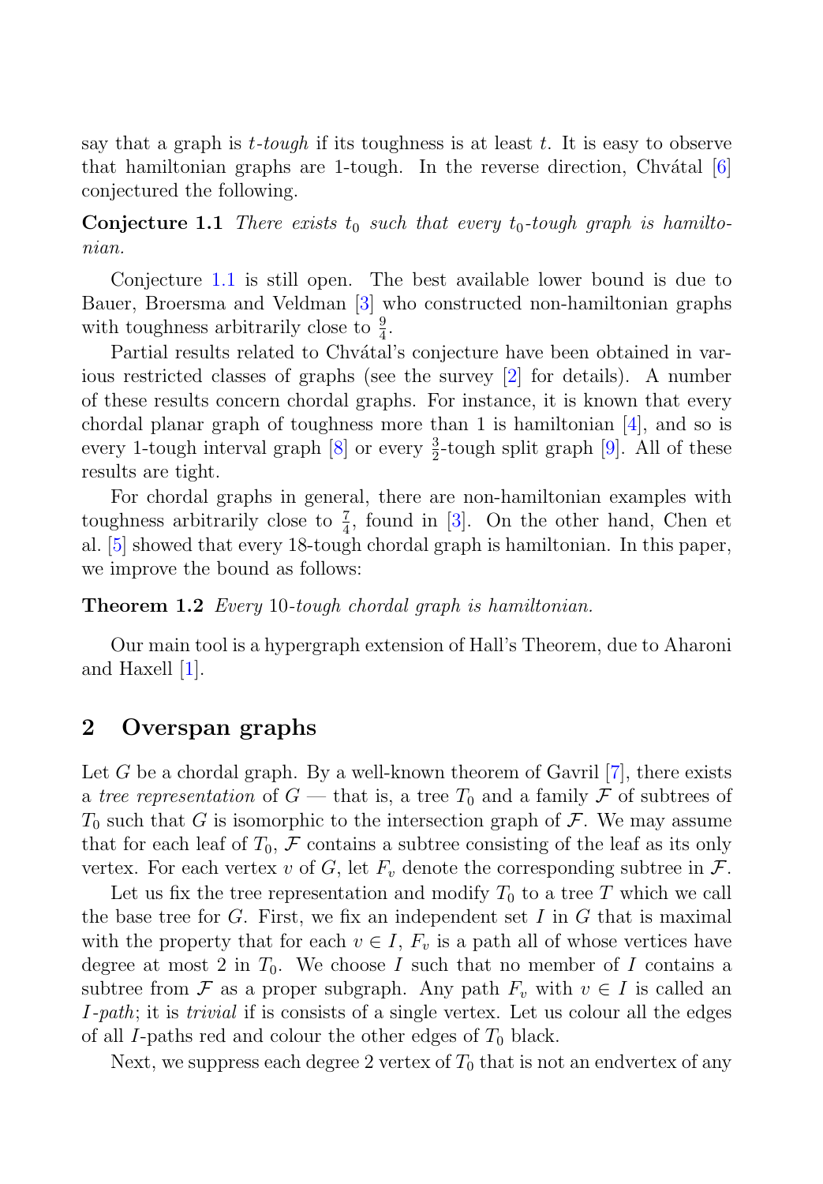say that a graph is *t-tough* if its toughness is at least $t$. It is easy to observe that hamiltonian graphs are 1-tough. In the reverse direction, Chvátal [6] conjectured the following.

**Conjecture 1.1** *There exists $t_0$ such that every $t_0$-tough graph is hamiltonian.*

Conjecture 1.1 is still open. The best available lower bound is due to Bauer, Broersma and Veldman [3] who constructed non-hamiltonian graphs with toughness arbitrarily close to $\frac{9}{4}$.

Partial results related to Chvátal's conjecture have been obtained in various restricted classes of graphs (see the survey [2] for details). A number of these results concern chordal graphs. For instance, it is known that every chordal planar graph of toughness more than 1 is hamiltonian [4], and so is every 1-tough interval graph [8] or every $\frac{3}{2}$-tough split graph [9]. All of these results are tight.

For chordal graphs in general, there are non-hamiltonian examples with toughness arbitrarily close to $\frac{7}{4}$, found in [3]. On the other hand, Chen et al. [5] showed that every 18-tough chordal graph is hamiltonian. In this paper, we improve the bound as follows:

**Theorem 1.2** *Every 10-tough chordal graph is hamiltonian.*

Our main tool is a hypergraph extension of Hall's Theorem, due to Aharoni and Haxell [1].

## 2 Overspan graphs

Let $G$ be a chordal graph. By a well-known theorem of Gavril [7], there exists a *tree representation* of $G$ — that is, a tree $T_0$ and a family $\mathcal{F}$ of subtrees of $T_0$ such that $G$ is isomorphic to the intersection graph of $\mathcal{F}$. We may assume that for each leaf of $T_0$, $\mathcal{F}$ contains a subtree consisting of the leaf as its only vertex. For each vertex $v$ of $G$, let $F_v$ denote the corresponding subtree in $\mathcal{F}$.

Let us fix the tree representation and modify $T_0$ to a tree $T$ which we call the base tree for $G$. First, we fix an independent set $I$ in $G$ that is maximal with the property that for each $v \in I$, $F_v$ is a path all of whose vertices have degree at most 2 in $T_0$. We choose $I$ such that no member of $I$ contains a subtree from $\mathcal{F}$ as a proper subgraph. Any path $F_v$ with $v \in I$ is called an *I-path*; it is *trivial* if is consists of a single vertex. Let us colour all the edges of all $I$-paths red and colour the other edges of $T_0$ black.

Next, we suppress each degree 2 vertex of $T_0$ that is not an endvertex of any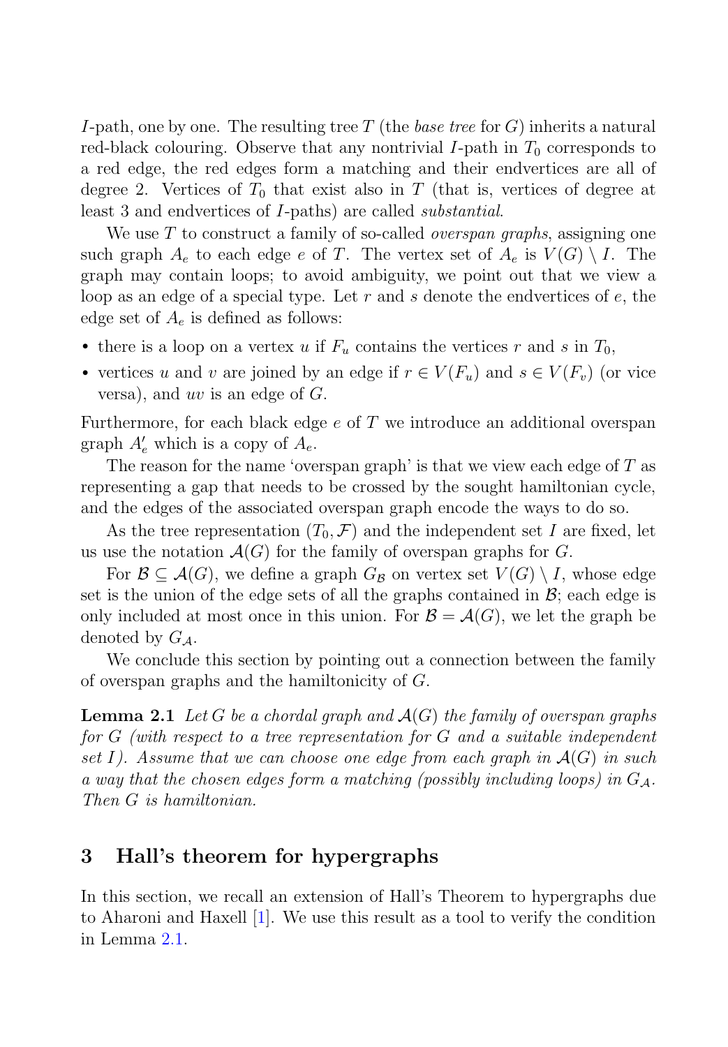$I$-path, one by one. The resulting tree $T$ (the *base tree* for $G$) inherits a natural red-black colouring. Observe that any nontrivial $I$-path in $T_0$ corresponds to a red edge, the red edges form a matching and their endvertices are all of degree 2. Vertices of $T_0$ that exist also in $T$ (that is, vertices of degree at least 3 and endvertices of $I$-paths) are called *substantial*.

We use $T$ to construct a family of so-called *overspan graphs*, assigning one such graph $A_e$ to each edge $e$ of $T$. The vertex set of $A_e$ is $V(G) \setminus I$. The graph may contain loops; to avoid ambiguity, we point out that we view a loop as an edge of a special type. Let $r$ and $s$ denote the endvertices of $e$, the edge set of $A_e$ is defined as follows:

- there is a loop on a vertex $u$ if $F_u$ contains the vertices $r$ and $s$ in $T_0$,
- vertices $u$ and $v$ are joined by an edge if $r \in V(F_u)$ and $s \in V(F_v)$ (or vice versa), and $uv$ is an edge of $G$.

Furthermore, for each black edge $e$ of $T$ we introduce an additional overspan graph $A'_e$ which is a copy of $A_e$.

The reason for the name 'overspan graph' is that we view each edge of $T$ as representing a gap that needs to be crossed by the sought hamiltonian cycle, and the edges of the associated overspan graph encode the ways to do so.

As the tree representation $(T_0, \mathcal{F})$ and the independent set $I$ are fixed, let us use the notation $\mathcal{A}(G)$ for the family of overspan graphs for $G$.

For $\mathcal{B} \subseteq \mathcal{A}(G)$, we define a graph $G_{\mathcal{B}}$ on vertex set $V(G) \setminus I$, whose edge set is the union of the edge sets of all the graphs contained in $\mathcal{B}$; each edge is only included at most once in this union. For $\mathcal{B} = \mathcal{A}(G)$, we let the graph be denoted by $G_{\mathcal{A}}$.

We conclude this section by pointing out a connection between the family of overspan graphs and the hamiltonicity of $G$.

**Lemma 2.1** *Let $G$ be a chordal graph and $\mathcal{A}(G)$ the family of overspan graphs for $G$ (with respect to a tree representation for $G$ and a suitable independent set $I$). Assume that we can choose one edge from each graph in $\mathcal{A}(G)$ in such a way that the chosen edges form a matching (possibly including loops) in $G_{\mathcal{A}}$. Then $G$ is hamiltonian.*

## 3 Hall's theorem for hypergraphs

In this section, we recall an extension of Hall's Theorem to hypergraphs due to Aharoni and Haxell [1]. We use this result as a tool to verify the condition in Lemma 2.1.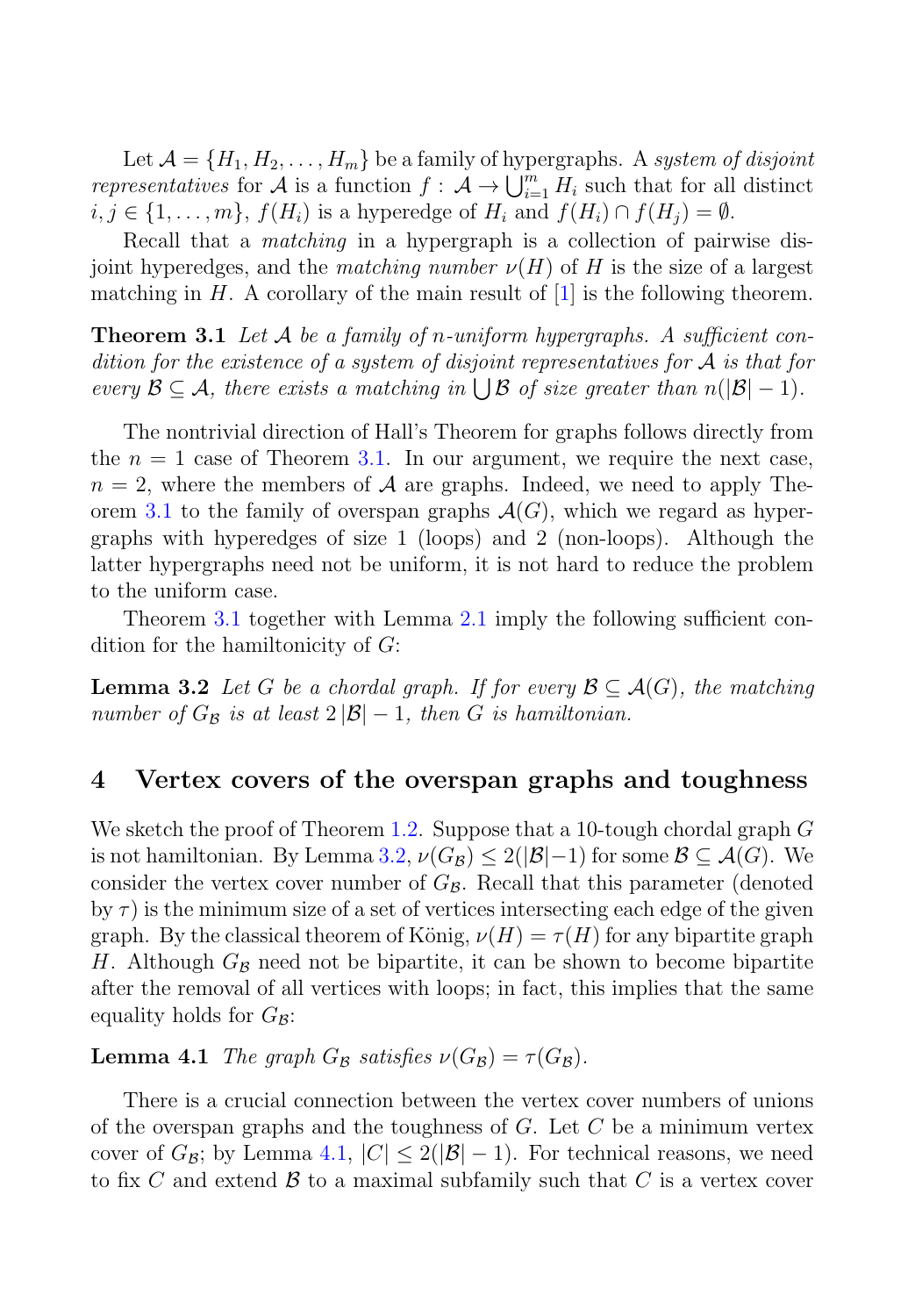Let $\mathcal{A} = \{H_1, H_2, \ldots, H_m\}$ be a family of hypergraphs. A *system of disjoint representatives* for $\mathcal{A}$ is a function $f : \mathcal{A} \to \bigcup_{i=1}^{m} H_i$ such that for all distinct $i, j \in \{1, \ldots, m\}$, $f(H_i)$ is a hyperedge of $H_i$ and $f(H_i) \cap f(H_j) = \emptyset$.

Recall that a *matching* in a hypergraph is a collection of pairwise disjoint hyperedges, and the *matching number* $\nu(H)$ of $H$ is the size of a largest matching in $H$. A corollary of the main result of [1] is the following theorem.

**Theorem 3.1** *Let $\mathcal{A}$ be a family of $n$-uniform hypergraphs. A sufficient condition for the existence of a system of disjoint representatives for $\mathcal{A}$ is that for every $\mathcal{B} \subseteq \mathcal{A}$, there exists a matching in $\bigcup \mathcal{B}$ of size greater than $n(|\mathcal{B}| - 1)$.*

The nontrivial direction of Hall's Theorem for graphs follows directly from the $n = 1$ case of Theorem 3.1. In our argument, we require the next case, $n = 2$, where the members of $\mathcal{A}$ are graphs. Indeed, we need to apply Theorem 3.1 to the family of overspan graphs $\mathcal{A}(G)$, which we regard as hypergraphs with hyperedges of size 1 (loops) and 2 (non-loops). Although the latter hypergraphs need not be uniform, it is not hard to reduce the problem to the uniform case.

Theorem 3.1 together with Lemma 2.1 imply the following sufficient condition for the hamiltonicity of $G$:

**Lemma 3.2** *Let $G$ be a chordal graph. If for every $\mathcal{B} \subseteq \mathcal{A}(G)$, the matching number of $G_{\mathcal{B}}$ is at least $2|\mathcal{B}| - 1$, then $G$ is hamiltonian.*

## 4 Vertex covers of the overspan graphs and toughness

We sketch the proof of Theorem 1.2. Suppose that a 10-tough chordal graph $G$ is not hamiltonian. By Lemma 3.2, $\nu(G_{\mathcal{B}}) \leq 2(|\mathcal{B}| - 1)$ for some $\mathcal{B} \subseteq \mathcal{A}(G)$. We consider the vertex cover number of $G_{\mathcal{B}}$. Recall that this parameter (denoted by $\tau$) is the minimum size of a set of vertices intersecting each edge of the given graph. By the classical theorem of König, $\nu(H) = \tau(H)$ for any bipartite graph $H$. Although $G_{\mathcal{B}}$ need not be bipartite, it can be shown to become bipartite after the removal of all vertices with loops; in fact, this implies that the same equality holds for $G_{\mathcal{B}}$:

**Lemma 4.1** *The graph $G_{\mathcal{B}}$ satisfies $\nu(G_{\mathcal{B}}) = \tau(G_{\mathcal{B}})$.*

There is a crucial connection between the vertex cover numbers of unions of the overspan graphs and the toughness of $G$. Let $C$ be a minimum vertex cover of $G_{\mathcal{B}}$; by Lemma 4.1, $|C| \leq 2(|\mathcal{B}| - 1)$. For technical reasons, we need to fix $C$ and extend $\mathcal{B}$ to a maximal subfamily such that $C$ is a vertex cover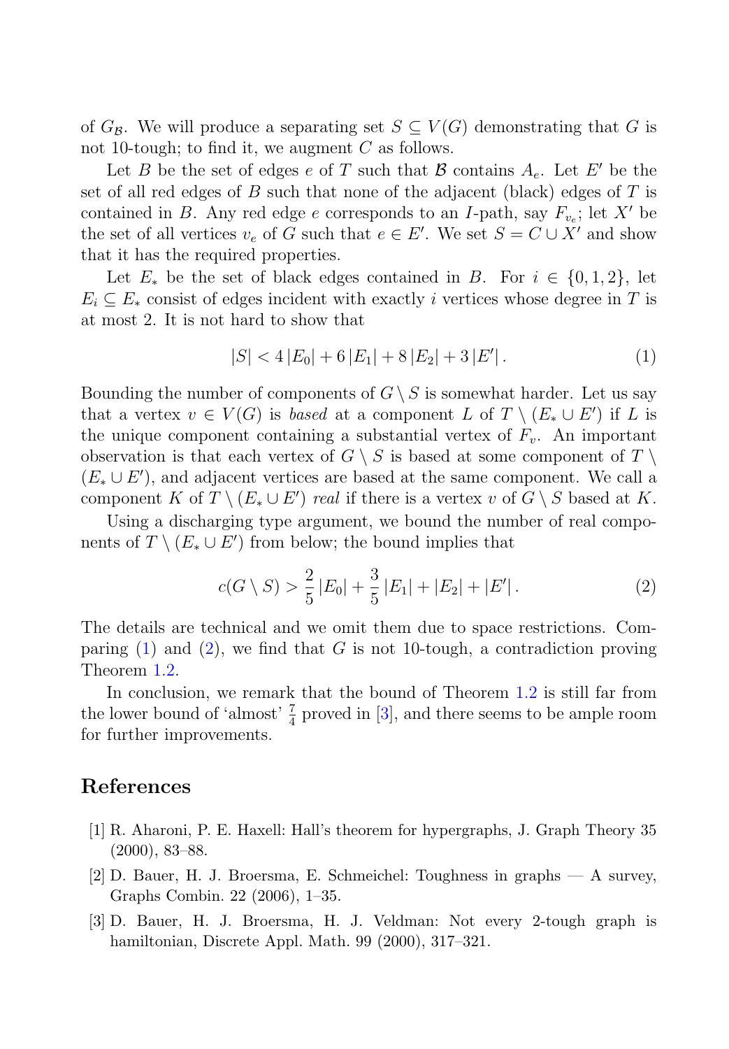of $G_{\mathcal{B}}$. We will produce a separating set $S \subseteq V(G)$ demonstrating that $G$ is not 10-tough; to find it, we augment $C$ as follows.

Let $B$ be the set of edges $e$ of $T$ such that $\mathcal{B}$ contains $A_e$. Let $E'$ be the set of all red edges of $B$ such that none of the adjacent (black) edges of $T$ is contained in $B$. Any red edge $e$ corresponds to an $I$-path, say $F_{v_e}$; let $X'$ be the set of all vertices $v_e$ of $G$ such that $e \in E'$. We set $S = C \cup X'$ and show that it has the required properties.

Let $E_*$ be the set of black edges contained in $B$. For $i \in \{0, 1, 2\}$, let $E_i \subseteq E_*$ consist of edges incident with exactly $i$ vertices whose degree in $T$ is at most 2. It is not hard to show that

$$|S| < 4\,|E_0| + 6\,|E_1| + 8\,|E_2| + 3\,|E'|\,. \tag{1}$$

Bounding the number of components of $G \setminus S$ is somewhat harder. Let us say that a vertex $v \in V(G)$ is *based* at a component $L$ of $T \setminus (E_* \cup E')$ if $L$ is the unique component containing a substantial vertex of $F_v$. An important observation is that each vertex of $G \setminus S$ is based at some component of $T \setminus (E_* \cup E')$, and adjacent vertices are based at the same component. We call a component $K$ of $T \setminus (E_* \cup E')$ *real* if there is a vertex $v$ of $G \setminus S$ based at $K$.

Using a discharging type argument, we bound the number of real components of $T \setminus (E_* \cup E')$ from below; the bound implies that

$$c(G \setminus S) > \frac{2}{5}\,|E_0| + \frac{3}{5}\,|E_1| + |E_2| + |E'|\,. \tag{2}$$

The details are technical and we omit them due to space restrictions. Comparing (1) and (2), we find that $G$ is not 10-tough, a contradiction proving Theorem 1.2.

In conclusion, we remark that the bound of Theorem 1.2 is still far from the lower bound of 'almost' $\frac{7}{4}$ proved in [3], and there seems to be ample room for further improvements.

## References

[1] R. Aharoni, P. E. Haxell: Hall's theorem for hypergraphs, J. Graph Theory 35 (2000), 83–88.

[2] D. Bauer, H. J. Broersma, E. Schmeichel: Toughness in graphs — A survey, Graphs Combin. 22 (2006), 1–35.

[3] D. Bauer, H. J. Broersma, H. J. Veldman: Not every 2-tough graph is hamiltonian, Discrete Appl. Math. 99 (2000), 317–321.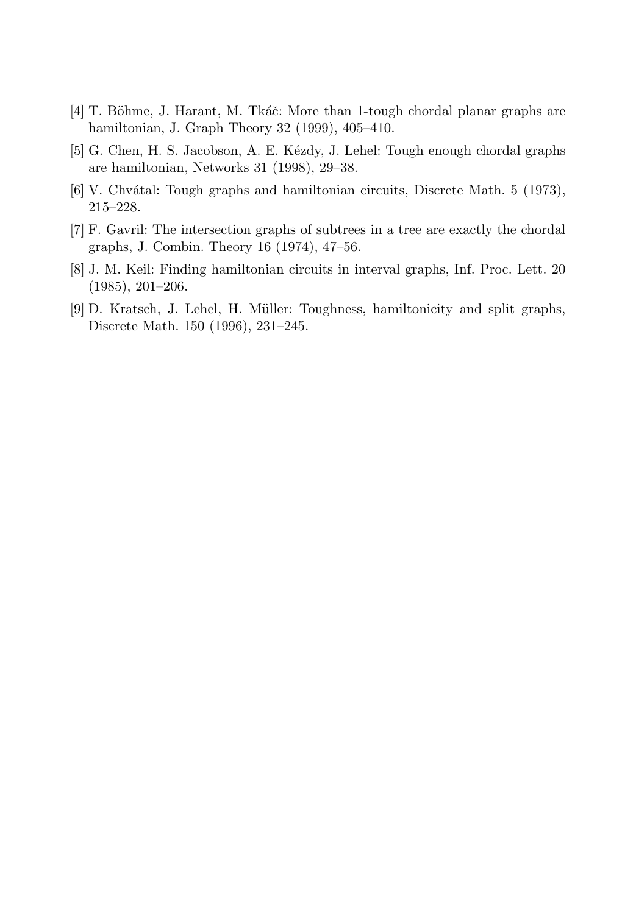[4] T. Böhme, J. Harant, M. Tkáč: More than 1-tough chordal planar graphs are hamiltonian, J. Graph Theory 32 (1999), 405–410.

[5] G. Chen, H. S. Jacobson, A. E. Kézdy, J. Lehel: Tough enough chordal graphs are hamiltonian, Networks 31 (1998), 29–38.

[6] V. Chvátal: Tough graphs and hamiltonian circuits, Discrete Math. 5 (1973), 215–228.

[7] F. Gavril: The intersection graphs of subtrees in a tree are exactly the chordal graphs, J. Combin. Theory 16 (1974), 47–56.

[8] J. M. Keil: Finding hamiltonian circuits in interval graphs, Inf. Proc. Lett. 20 (1985), 201–206.

[9] D. Kratsch, J. Lehel, H. Müller: Toughness, hamiltonicity and split graphs, Discrete Math. 150 (1996), 231–245.